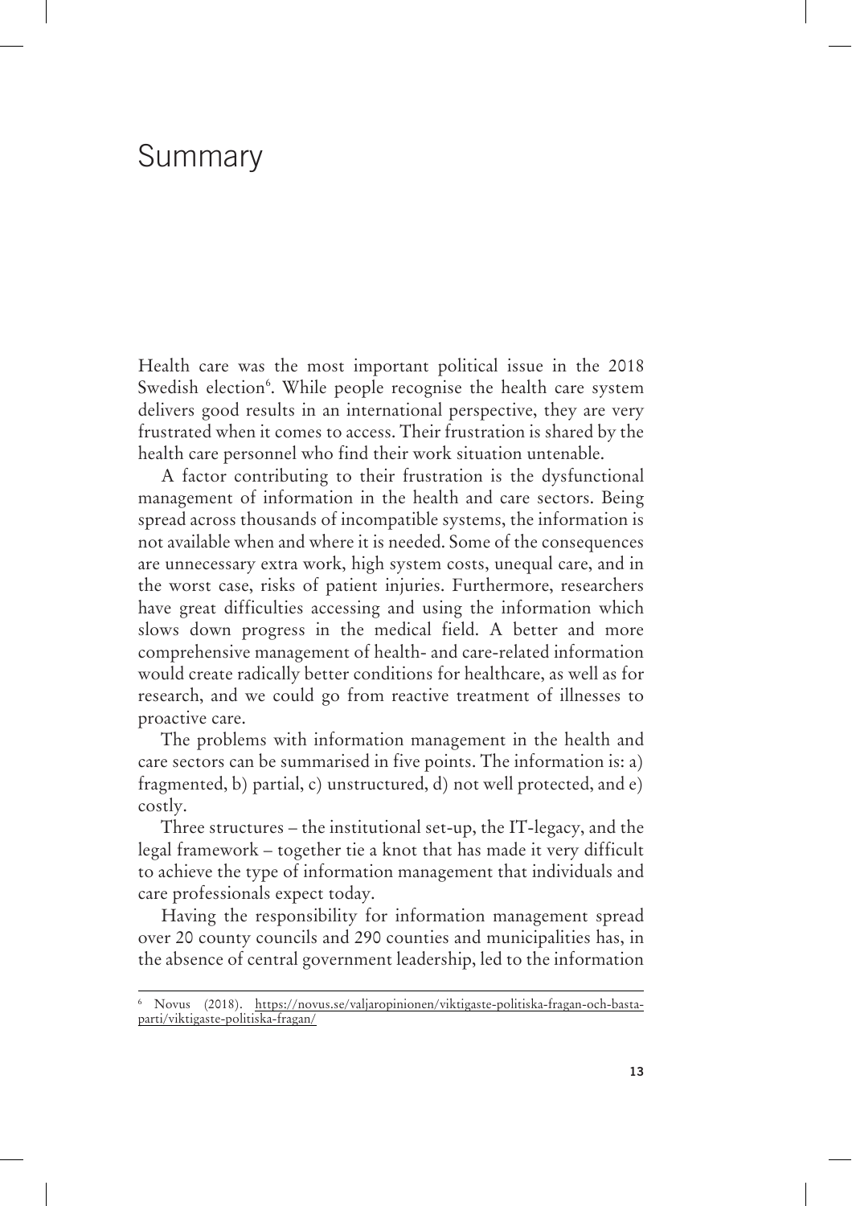# Summary

Health care was the most important political issue in the 2018 Swedish election[6]. While people recognise the health care system delivers good results in an international perspective, they are very frustrated when it comes to access. Their frustration is shared by the health care personnel who find their work situation untenable.

A factor contributing to their frustration is the dysfunctional management of information in the health and care sectors. Being spread across thousands of incompatible systems, the information is not available when and where it is needed. Some of the consequences are unnecessary extra work, high system costs, unequal care, and in the worst case, risks of patient injuries. Furthermore, researchers have great difficulties accessing and using the information which slows down progress in the medical field. A better and more comprehensive management of health- and care-related information would create radically better conditions for healthcare, as well as for research, and we could go from reactive treatment of illnesses to proactive care.

The problems with information management in the health and care sectors can be summarised in five points. The information is: a) fragmented, b) partial, c) unstructured, d) not well protected, and e) costly.

Three structures – the institutional set-up, the IT-legacy, and the legal framework – together tie a knot that has made it very difficult to achieve the type of information management that individuals and care professionals expect today.

Having the responsibility for information management spread over 20 county councils and 290 counties and municipalities has, in the absence of central government leadership, led to the information

[6] Novus (2018). https://novus.se/valjaropinionen/viktigaste-politiska-fragan-och-basta-parti/viktigaste-politiska-fragan/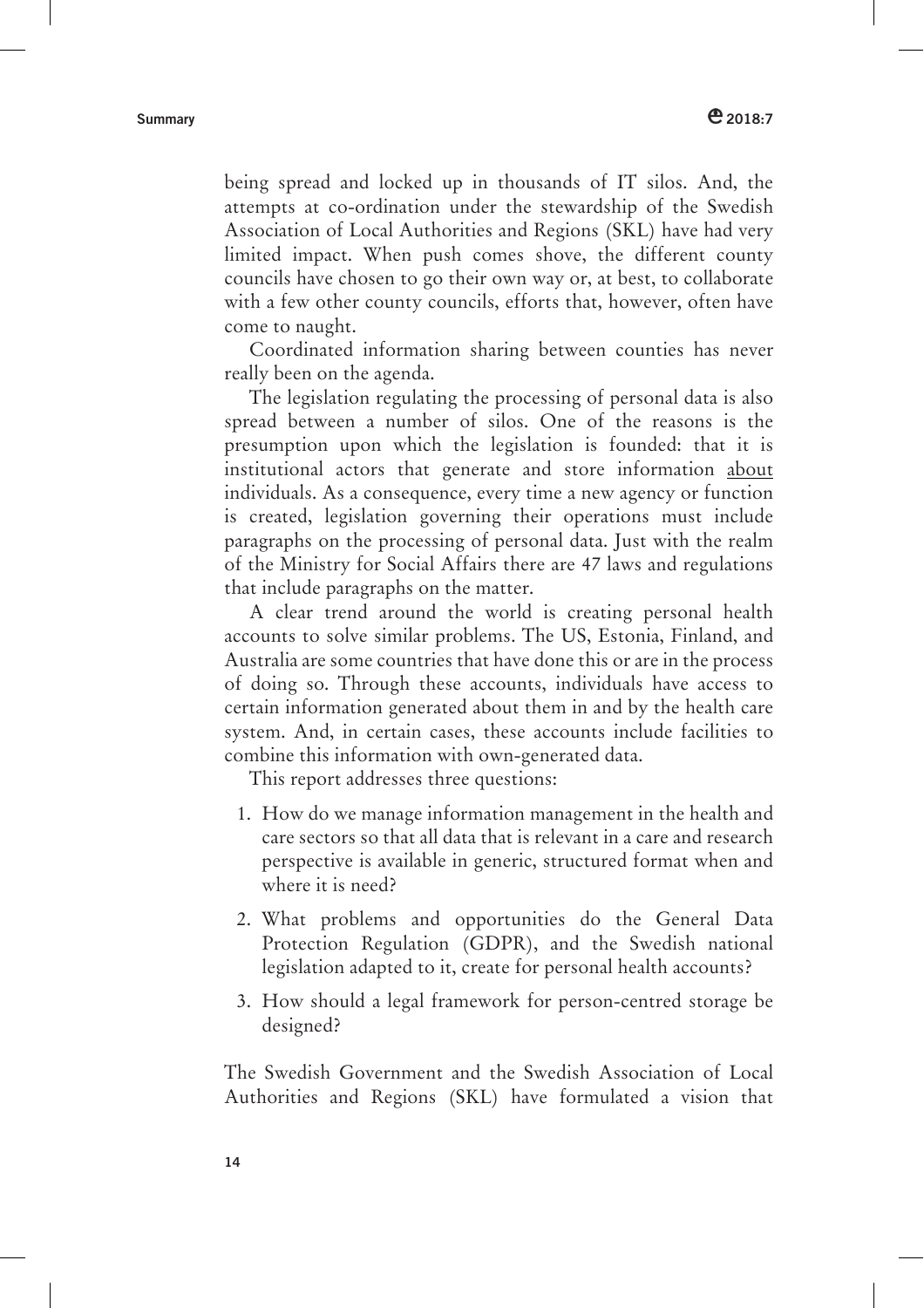being spread and locked up in thousands of IT silos. And, the attempts at co-ordination under the stewardship of the Swedish Association of Local Authorities and Regions (SKL) have had very limited impact. When push comes shove, the different county councils have chosen to go their own way or, at best, to collaborate with a few other county councils, efforts that, however, often have come to naught.

Coordinated information sharing between counties has never really been on the agenda.

The legislation regulating the processing of personal data is also spread between a number of silos. One of the reasons is the presumption upon which the legislation is founded: that it is institutional actors that generate and store information <u>about</u> individuals. As a consequence, every time a new agency or function is created, legislation governing their operations must include paragraphs on the processing of personal data. Just with the realm of the Ministry for Social Affairs there are 47 laws and regulations that include paragraphs on the matter.

A clear trend around the world is creating personal health accounts to solve similar problems. The US, Estonia, Finland, and Australia are some countries that have done this or are in the process of doing so. Through these accounts, individuals have access to certain information generated about them in and by the health care system. And, in certain cases, these accounts include facilities to combine this information with own-generated data.

This report addresses three questions:

1. How do we manage information management in the health and care sectors so that all data that is relevant in a care and research perspective is available in generic, structured format when and where it is need?
2. What problems and opportunities do the General Data Protection Regulation (GDPR), and the Swedish national legislation adapted to it, create for personal health accounts?
3. How should a legal framework for person-centred storage be designed?

The Swedish Government and the Swedish Association of Local Authorities and Regions (SKL) have formulated a vision that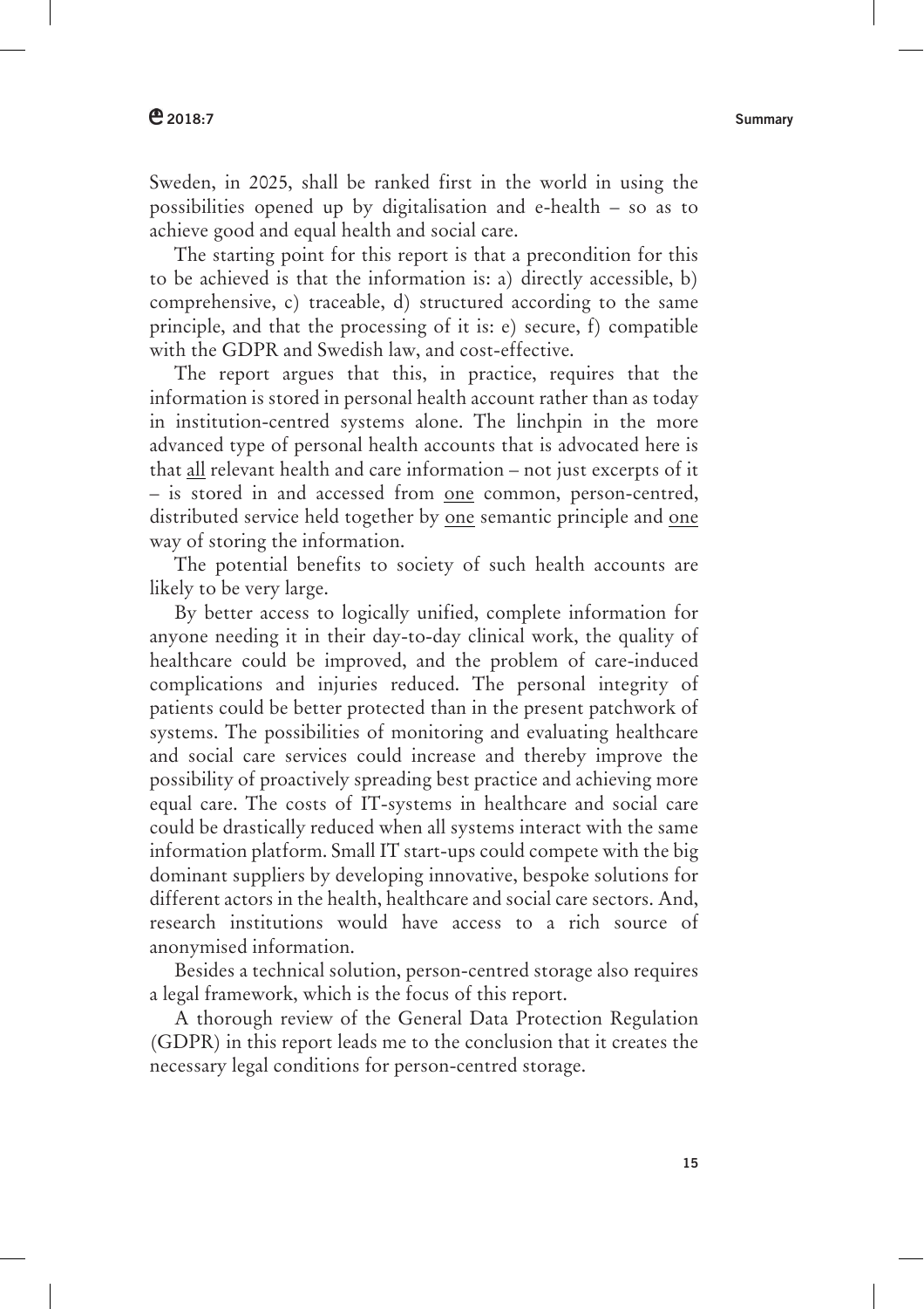Sweden, in 2025, shall be ranked first in the world in using the possibilities opened up by digitalisation and e-health – so as to achieve good and equal health and social care.

The starting point for this report is that a precondition for this to be achieved is that the information is: a) directly accessible, b) comprehensive, c) traceable, d) structured according to the same principle, and that the processing of it is: e) secure, f) compatible with the GDPR and Swedish law, and cost-effective.

The report argues that this, in practice, requires that the information is stored in personal health account rather than as today in institution-centred systems alone. The linchpin in the more advanced type of personal health accounts that is advocated here is that <u>all</u> relevant health and care information – not just excerpts of it – is stored in and accessed from <u>one</u> common, person-centred, distributed service held together by <u>one</u> semantic principle and <u>one</u> way of storing the information.

The potential benefits to society of such health accounts are likely to be very large.

By better access to logically unified, complete information for anyone needing it in their day-to-day clinical work, the quality of healthcare could be improved, and the problem of care-induced complications and injuries reduced. The personal integrity of patients could be better protected than in the present patchwork of systems. The possibilities of monitoring and evaluating healthcare and social care services could increase and thereby improve the possibility of proactively spreading best practice and achieving more equal care. The costs of IT-systems in healthcare and social care could be drastically reduced when all systems interact with the same information platform. Small IT start-ups could compete with the big dominant suppliers by developing innovative, bespoke solutions for different actors in the health, healthcare and social care sectors. And, research institutions would have access to a rich source of anonymised information.

Besides a technical solution, person-centred storage also requires a legal framework, which is the focus of this report.

A thorough review of the General Data Protection Regulation (GDPR) in this report leads me to the conclusion that it creates the necessary legal conditions for person-centred storage.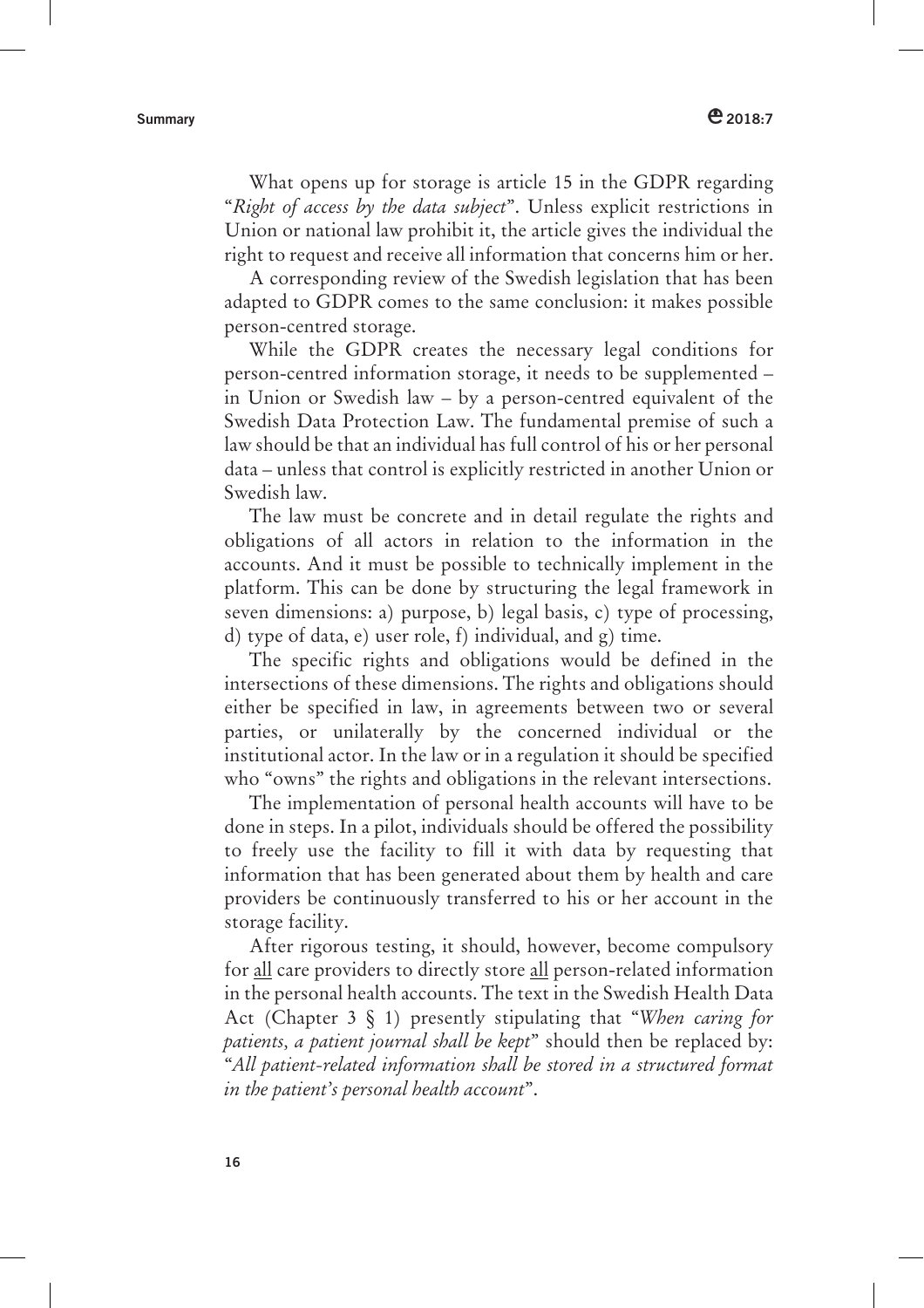What opens up for storage is article 15 in the GDPR regarding "*Right of access by the data subject*". Unless explicit restrictions in Union or national law prohibit it, the article gives the individual the right to request and receive all information that concerns him or her.

A corresponding review of the Swedish legislation that has been adapted to GDPR comes to the same conclusion: it makes possible person-centred storage.

While the GDPR creates the necessary legal conditions for person-centred information storage, it needs to be supplemented – in Union or Swedish law – by a person-centred equivalent of the Swedish Data Protection Law. The fundamental premise of such a law should be that an individual has full control of his or her personal data – unless that control is explicitly restricted in another Union or Swedish law.

The law must be concrete and in detail regulate the rights and obligations of all actors in relation to the information in the accounts. And it must be possible to technically implement in the platform. This can be done by structuring the legal framework in seven dimensions: a) purpose, b) legal basis, c) type of processing, d) type of data, e) user role, f) individual, and g) time.

The specific rights and obligations would be defined in the intersections of these dimensions. The rights and obligations should either be specified in law, in agreements between two or several parties, or unilaterally by the concerned individual or the institutional actor. In the law or in a regulation it should be specified who "owns" the rights and obligations in the relevant intersections.

The implementation of personal health accounts will have to be done in steps. In a pilot, individuals should be offered the possibility to freely use the facility to fill it with data by requesting that information that has been generated about them by health and care providers be continuously transferred to his or her account in the storage facility.

After rigorous testing, it should, however, become compulsory for <u>all</u> care providers to directly store <u>all</u> person-related information in the personal health accounts. The text in the Swedish Health Data Act (Chapter 3 § 1) presently stipulating that "*When caring for patients, a patient journal shall be kept*" should then be replaced by: "*All patient-related information shall be stored in a structured format in the patient's personal health account*".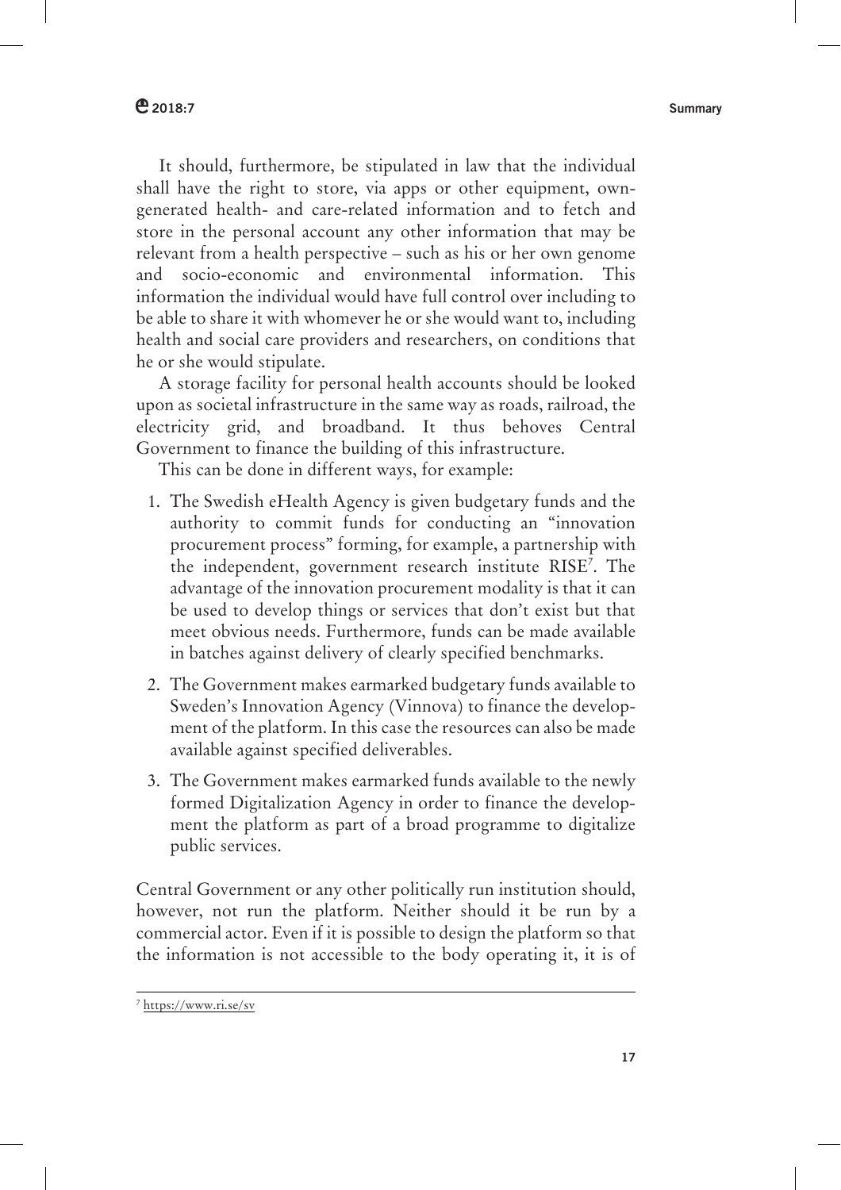It should, furthermore, be stipulated in law that the individual shall have the right to store, via apps or other equipment, own-generated health- and care-related information and to fetch and store in the personal account any other information that may be relevant from a health perspective – such as his or her own genome and socio-economic and environmental information. This information the individual would have full control over including to be able to share it with whomever he or she would want to, including health and social care providers and researchers, on conditions that he or she would stipulate.

A storage facility for personal health accounts should be looked upon as societal infrastructure in the same way as roads, railroad, the electricity grid, and broadband. It thus behoves Central Government to finance the building of this infrastructure.

This can be done in different ways, for example:

1. The Swedish eHealth Agency is given budgetary funds and the authority to commit funds for conducting an "innovation procurement process" forming, for example, a partnership with the independent, government research institute RISE[7]. The advantage of the innovation procurement modality is that it can be used to develop things or services that don't exist but that meet obvious needs. Furthermore, funds can be made available in batches against delivery of clearly specified benchmarks.
2. The Government makes earmarked budgetary funds available to Sweden's Innovation Agency (Vinnova) to finance the development of the platform. In this case the resources can also be made available against specified deliverables.
3. The Government makes earmarked funds available to the newly formed Digitalization Agency in order to finance the development the platform as part of a broad programme to digitalize public services.

Central Government or any other politically run institution should, however, not run the platform. Neither should it be run by a commercial actor. Even if it is possible to design the platform so that the information is not accessible to the body operating it, it is of

[7] https://www.ri.se/sv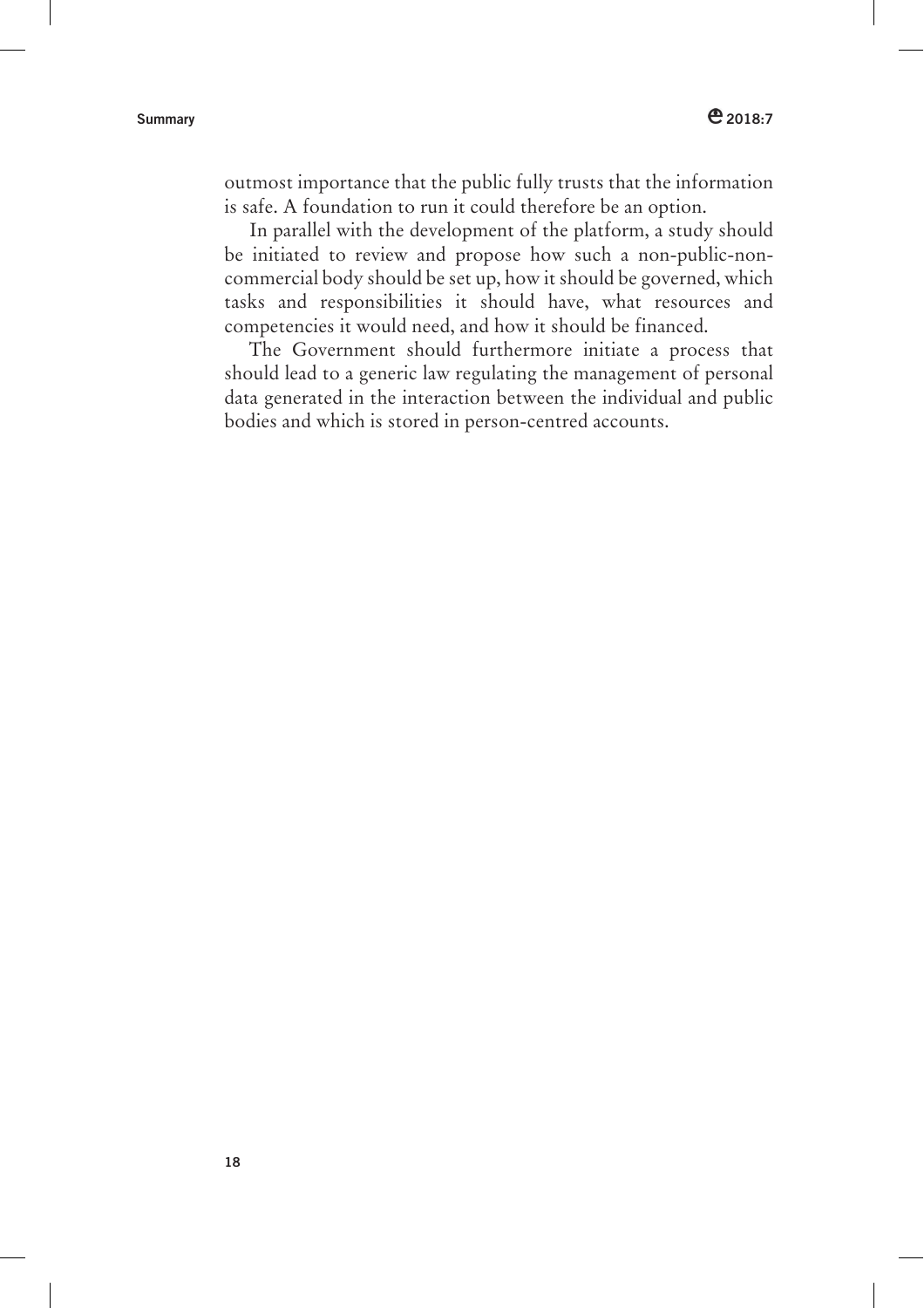outmost importance that the public fully trusts that the information is safe. A foundation to run it could therefore be an option.

In parallel with the development of the platform, a study should be initiated to review and propose how such a non-public-non-commercial body should be set up, how it should be governed, which tasks and responsibilities it should have, what resources and competencies it would need, and how it should be financed.

The Government should furthermore initiate a process that should lead to a generic law regulating the management of personal data generated in the interaction between the individual and public bodies and which is stored in person-centred accounts.